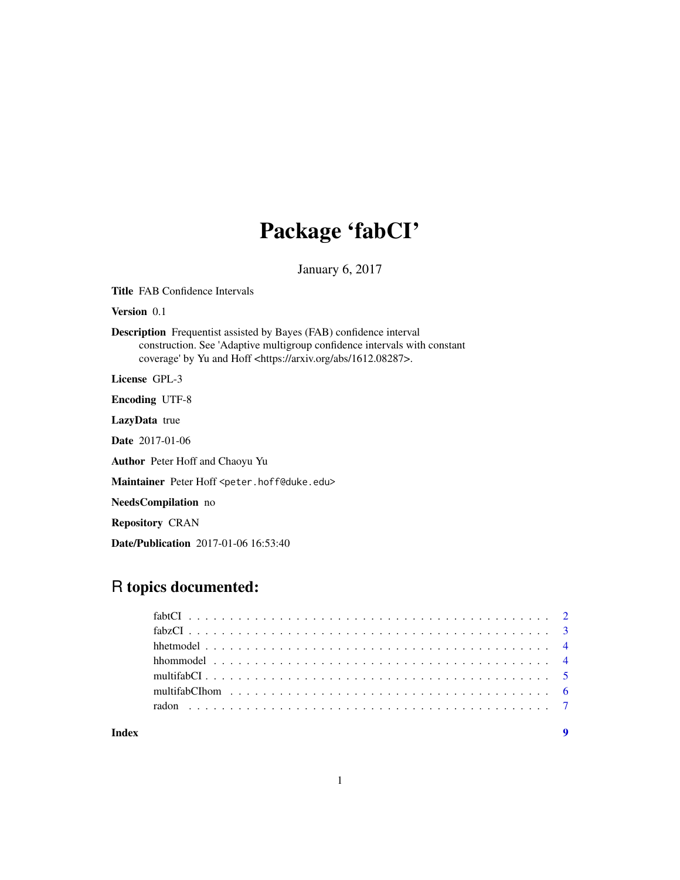# Package 'fabCI'

January 6, 2017

**Title** FAB Confidence Intervals

**Version** 0.1

**Description** Frequentist assisted by Bayes (FAB) confidence interval construction. See 'Adaptive multigroup confidence intervals with constant coverage' by Yu and Hoff <https://arxiv.org/abs/1612.08287>.

**License** GPL-3

**Encoding** UTF-8

**LazyData** true

**Date** 2017-01-06

**Author** Peter Hoff and Chaoyu Yu

**Maintainer** Peter Hoff <peter.hoff@duke.edu>

**NeedsCompilation** no

**Repository** CRAN

**Date/Publication** 2017-01-06 16:53:40

## R topics documented:

| | |
|---|---|
| fabtCI | 2 |
| fabzCI | 3 |
| hhetmodel | 4 |
| hhommodel | 4 |
| multifabCI | 5 |
| multifabCIhom | 6 |
| radon | 7 |
| **Index** | **9** |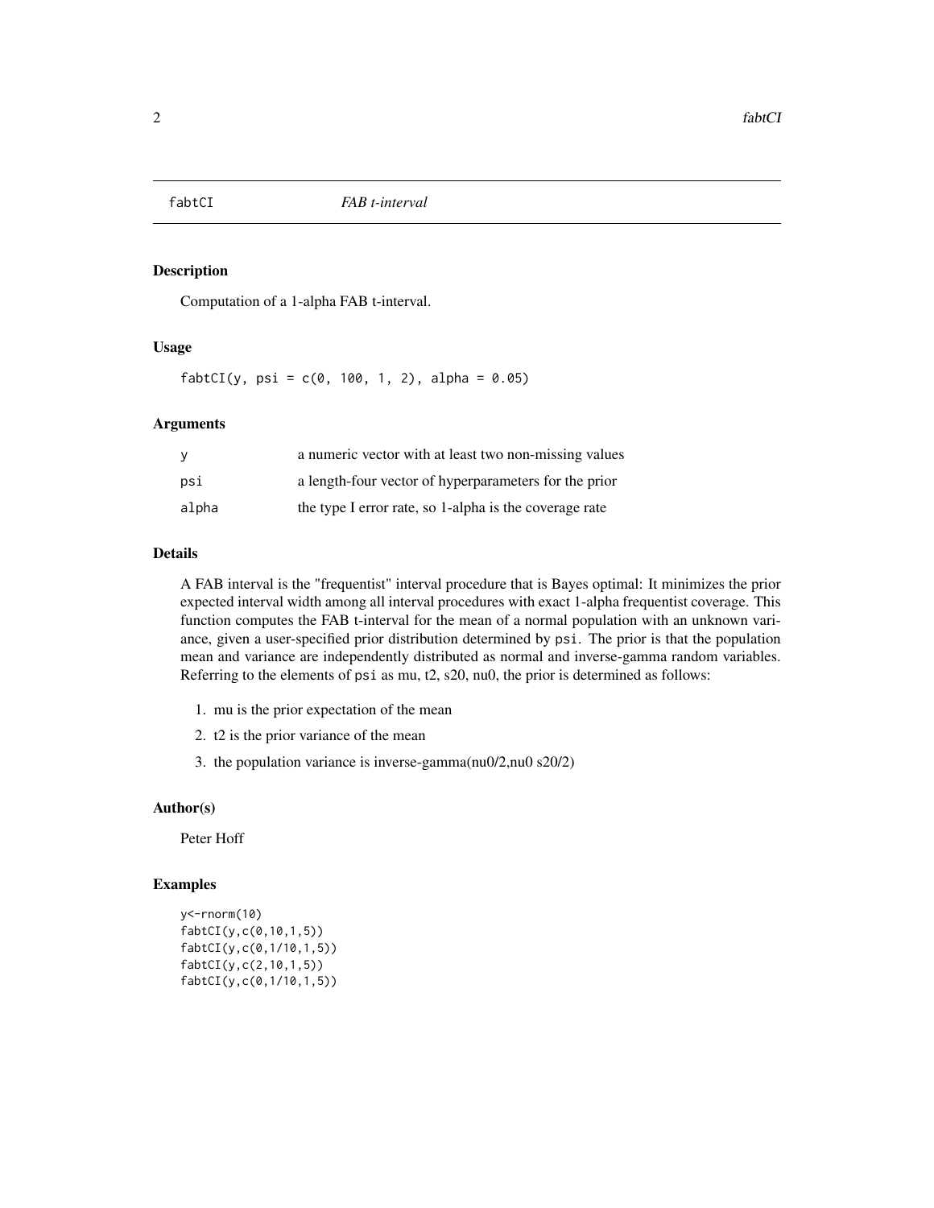## fabtCI &nbsp;&nbsp;&nbsp; *FAB t-interval*

### Description

Computation of a 1-alpha FAB t-interval.

### Usage

```
fabtCI(y, psi = c(0, 100, 1, 2), alpha = 0.05)
```

### Arguments

| | |
|---|---|
| `y` | a numeric vector with at least two non-missing values |
| `psi` | a length-four vector of hyperparameters for the prior |
| `alpha` | the type I error rate, so 1-alpha is the coverage rate |

### Details

A FAB interval is the "frequentist" interval procedure that is Bayes optimal: It minimizes the prior expected interval width among all interval procedures with exact 1-alpha frequentist coverage. This function computes the FAB t-interval for the mean of a normal population with an unknown variance, given a user-specified prior distribution determined by `psi`. The prior is that the population mean and variance are independently distributed as normal and inverse-gamma random variables. Referring to the elements of `psi` as mu, t2, s20, nu0, the prior is determined as follows:

1. mu is the prior expectation of the mean
2. t2 is the prior variance of the mean
3. the population variance is inverse-gamma(nu0/2,nu0 s20/2)

### Author(s)

Peter Hoff

### Examples

```
y<-rnorm(10)
fabtCI(y,c(0,10,1,5))
fabtCI(y,c(0,1/10,1,5))
fabtCI(y,c(2,10,1,5))
fabtCI(y,c(0,1/10,1,5))
```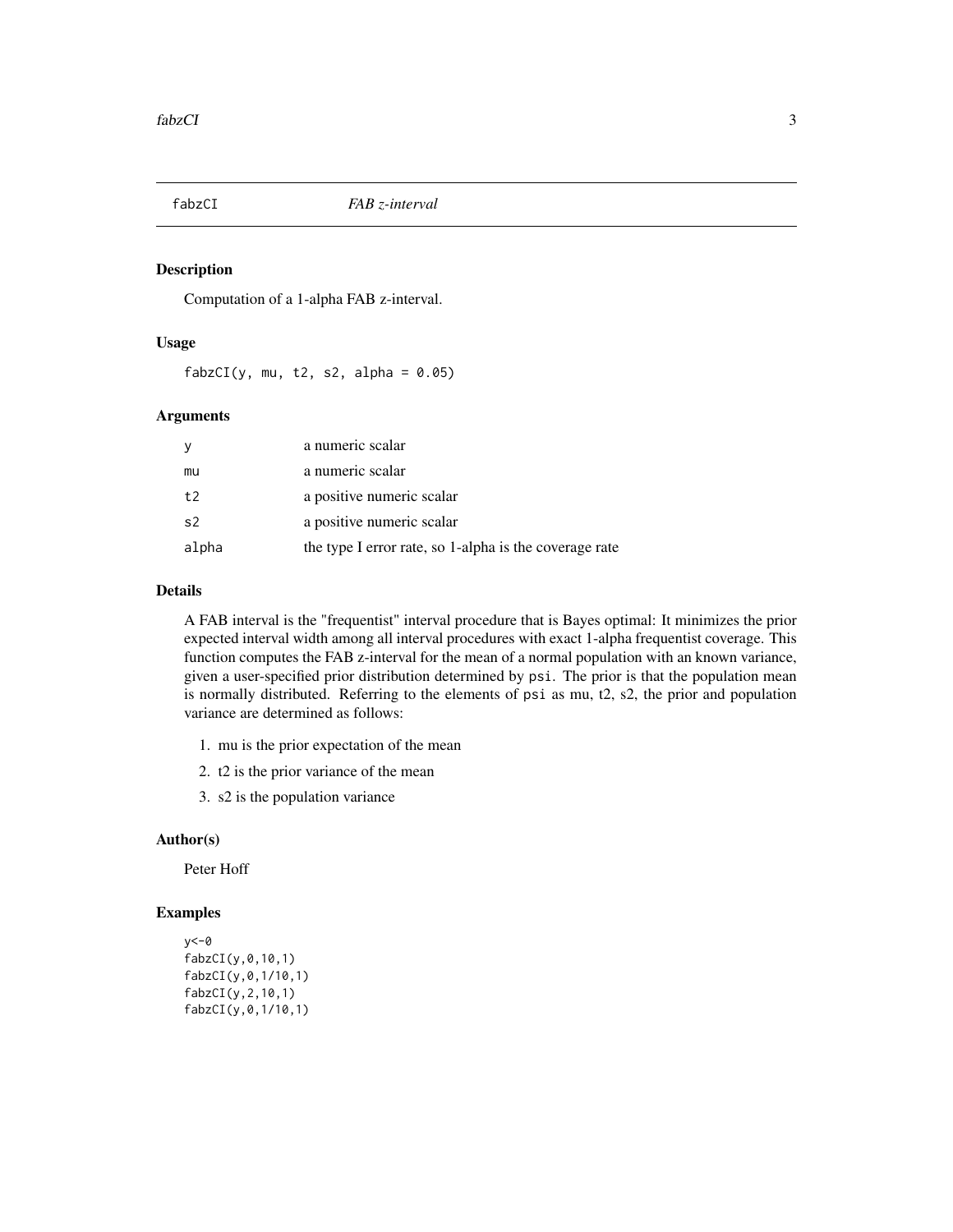## fabzCI — *FAB z-interval*

### Description

Computation of a 1-alpha FAB z-interval.

### Usage

```
fabzCI(y, mu, t2, s2, alpha = 0.05)
```

### Arguments

| | |
|---|---|
| `y` | a numeric scalar |
| `mu` | a numeric scalar |
| `t2` | a positive numeric scalar |
| `s2` | a positive numeric scalar |
| `alpha` | the type I error rate, so 1-alpha is the coverage rate |

### Details

A FAB interval is the "frequentist" interval procedure that is Bayes optimal: It minimizes the prior expected interval width among all interval procedures with exact 1-alpha frequentist coverage. This function computes the FAB z-interval for the mean of a normal population with an known variance, given a user-specified prior distribution determined by `psi`. The prior is that the population mean is normally distributed. Referring to the elements of `psi` as mu, t2, s2, the prior and population variance are determined as follows:

1. mu is the prior expectation of the mean
2. t2 is the prior variance of the mean
3. s2 is the population variance

### Author(s)

Peter Hoff

### Examples

```
y<-0
fabzCI(y,0,10,1)
fabzCI(y,0,1/10,1)
fabzCI(y,2,10,1)
fabzCI(y,0,1/10,1)
```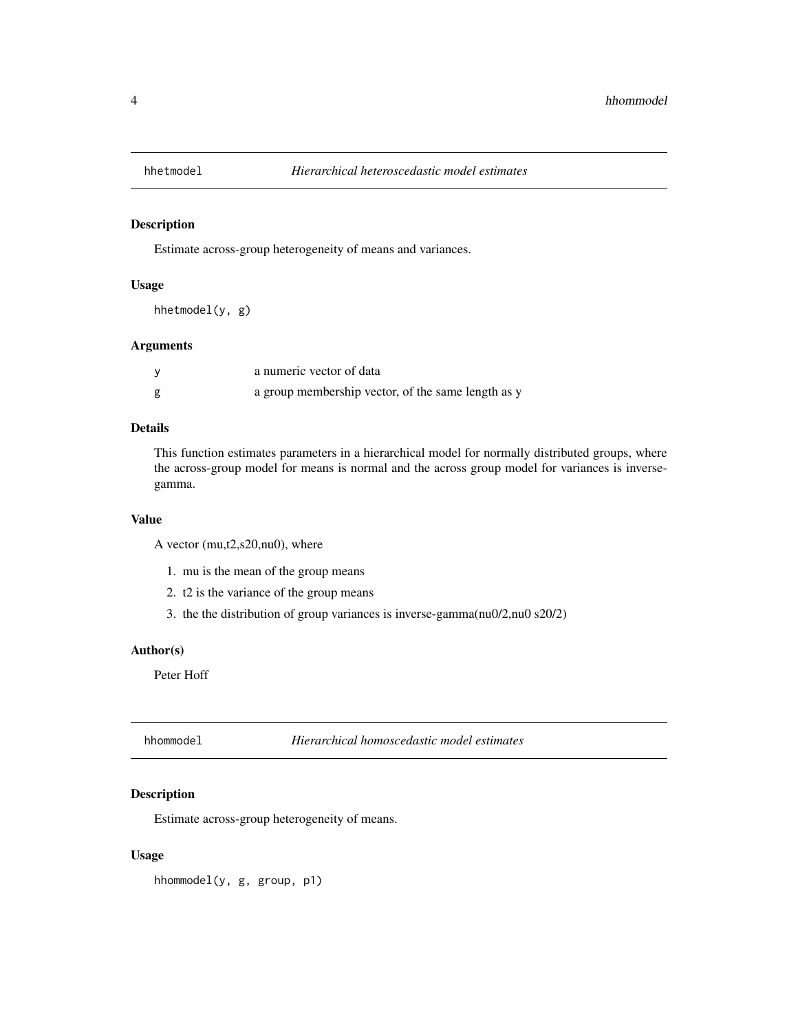## hhetmodel *Hierarchical heteroscedastic model estimates*

### Description

Estimate across-group heterogeneity of means and variances.

### Usage

```
hhetmodel(y, g)
```

### Arguments

| | |
|---|---|
| y | a numeric vector of data |
| g | a group membership vector, of the same length as y |

### Details

This function estimates parameters in a hierarchical model for normally distributed groups, where the across-group model for means is normal and the across group model for variances is inverse-gamma.

### Value

A vector (mu,t2,s20,nu0), where

1. mu is the mean of the group means
2. t2 is the variance of the group means
3. the the distribution of group variances is inverse-gamma(nu0/2,nu0 s20/2)

### Author(s)

Peter Hoff

## hhommodel *Hierarchical homoscedastic model estimates*

### Description

Estimate across-group heterogeneity of means.

### Usage

```
hhommodel(y, g, group, p1)
```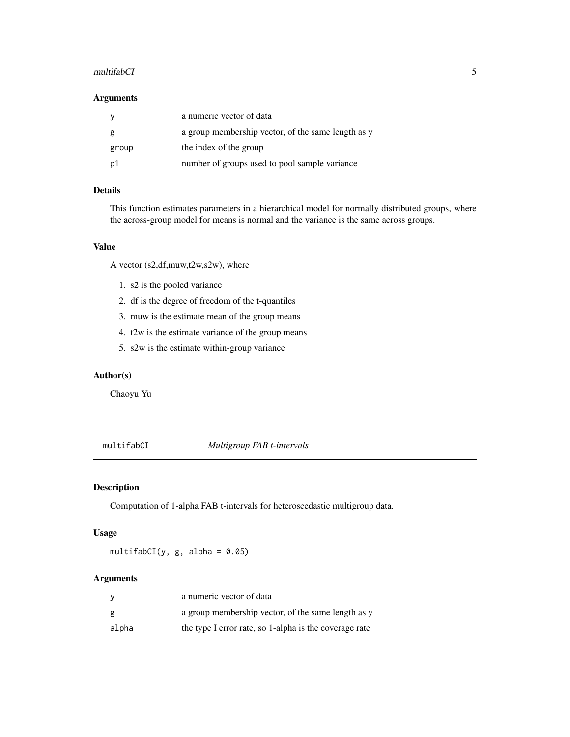### Arguments

| | |
|---|---|
| y | a numeric vector of data |
| g | a group membership vector, of the same length as y |
| group | the index of the group |
| p1 | number of groups used to pool sample variance |

### Details

This function estimates parameters in a hierarchical model for normally distributed groups, where the across-group model for means is normal and the variance is the same across groups.

### Value

A vector (s2,df,muw,t2w,s2w), where

1. s2 is the pooled variance
2. df is the degree of freedom of the t-quantiles
3. muw is the estimate mean of the group means
4. t2w is the estimate variance of the group means
5. s2w is the estimate within-group variance

### Author(s)

Chaoyu Yu

---

## multifabCI *Multigroup FAB t-intervals*

### Description

Computation of 1-alpha FAB t-intervals for heteroscedastic multigroup data.

### Usage

```
multifabCI(y, g, alpha = 0.05)
```

### Arguments

| | |
|---|---|
| y | a numeric vector of data |
| g | a group membership vector, of the same length as y |
| alpha | the type I error rate, so 1-alpha is the coverage rate |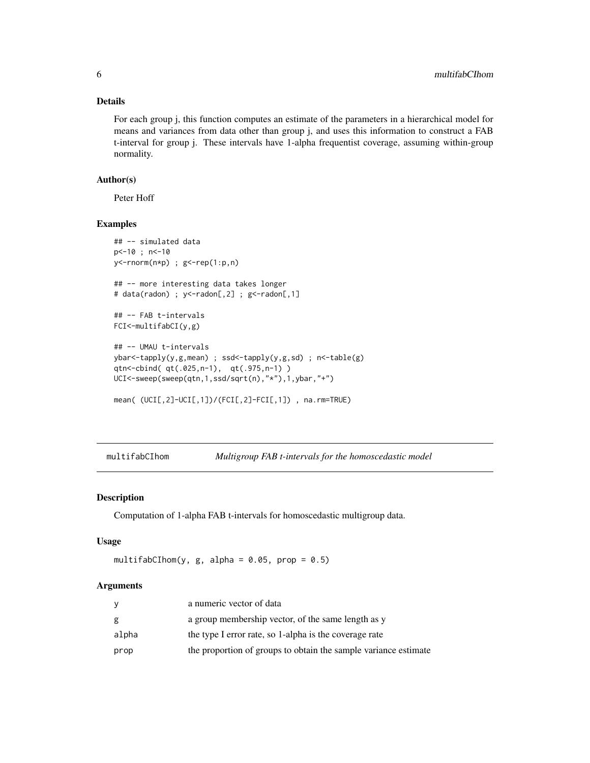### Details

For each group j, this function computes an estimate of the parameters in a hierarchical model for means and variances from data other than group j, and uses this information to construct a FAB t-interval for group j. These intervals have 1-alpha frequentist coverage, assuming within-group normality.

### Author(s)

Peter Hoff

### Examples

```
## -- simulated data
p<-10 ; n<-10
y<-rnorm(n*p) ; g<-rep(1:p,n)

## -- more interesting data takes longer
# data(radon) ; y<-radon[,2] ; g<-radon[,1]

## -- FAB t-intervals
FCI<-multifabCI(y,g)

## -- UMAU t-intervals
ybar<-tapply(y,g,mean) ; ssd<-tapply(y,g,sd) ; n<-table(g)
qtn<-cbind( qt(.025,n-1),  qt(.975,n-1) )
UCI<-sweep(sweep(qtn,1,ssd/sqrt(n),"*"),1,ybar,"+")

mean( (UCI[,2]-UCI[,1])/(FCI[,2]-FCI[,1]) , na.rm=TRUE)
```

---

## multifabCIhom — *Multigroup FAB t-intervals for the homoscedastic model*

### Description

Computation of 1-alpha FAB t-intervals for homoscedastic multigroup data.

### Usage

```
multifabCIhom(y, g, alpha = 0.05, prop = 0.5)
```

### Arguments

| | |
|---|---|
| y | a numeric vector of data |
| g | a group membership vector, of the same length as y |
| alpha | the type I error rate, so 1-alpha is the coverage rate |
| prop | the proportion of groups to obtain the sample variance estimate |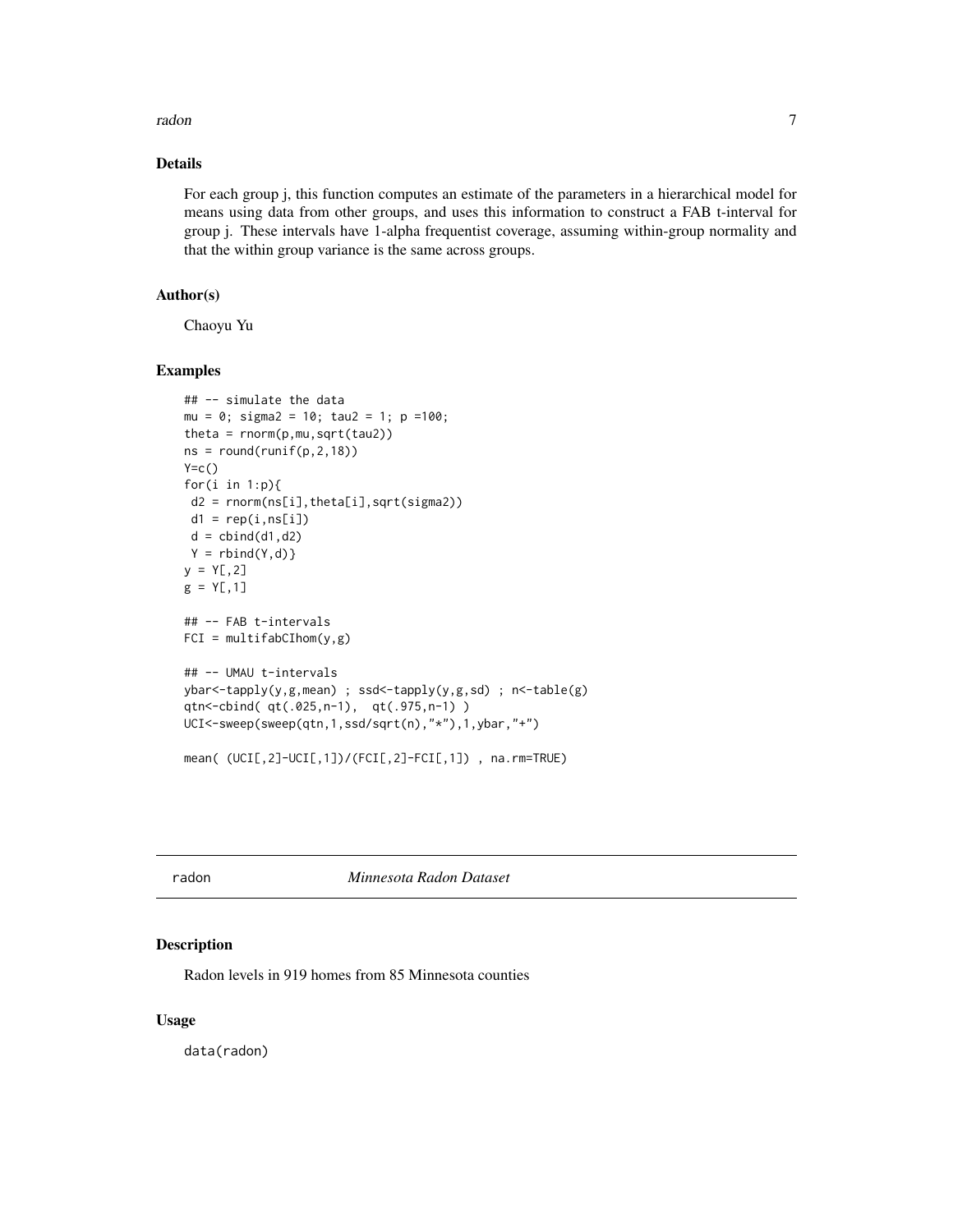### Details

For each group j, this function computes an estimate of the parameters in a hierarchical model for means using data from other groups, and uses this information to construct a FAB t-interval for group j. These intervals have 1-alpha frequentist coverage, assuming within-group normality and that the within group variance is the same across groups.

### Author(s)

Chaoyu Yu

### Examples

```
## -- simulate the data
mu = 0; sigma2 = 10; tau2 = 1; p =100;
theta = rnorm(p,mu,sqrt(tau2))
ns = round(runif(p,2,18))
Y=c()
for(i in 1:p){
 d2 = rnorm(ns[i],theta[i],sqrt(sigma2))
 d1 = rep(i,ns[i])
 d = cbind(d1,d2)
 Y = rbind(Y,d)}
y = Y[,2]
g = Y[,1]

## -- FAB t-intervals
FCI = multifabCIhom(y,g)

## -- UMAU t-intervals
ybar<-tapply(y,g,mean) ; ssd<-tapply(y,g,sd) ; n<-table(g)
qtn<-cbind( qt(.025,n-1),  qt(.975,n-1) )
UCI<-sweep(sweep(qtn,1,ssd/sqrt(n),"*"),1,ybar,"+")

mean( (UCI[,2]-UCI[,1])/(FCI[,2]-FCI[,1]) , na.rm=TRUE)
```

---

## radon *Minnesota Radon Dataset*

### Description

Radon levels in 919 homes from 85 Minnesota counties

### Usage

```
data(radon)
```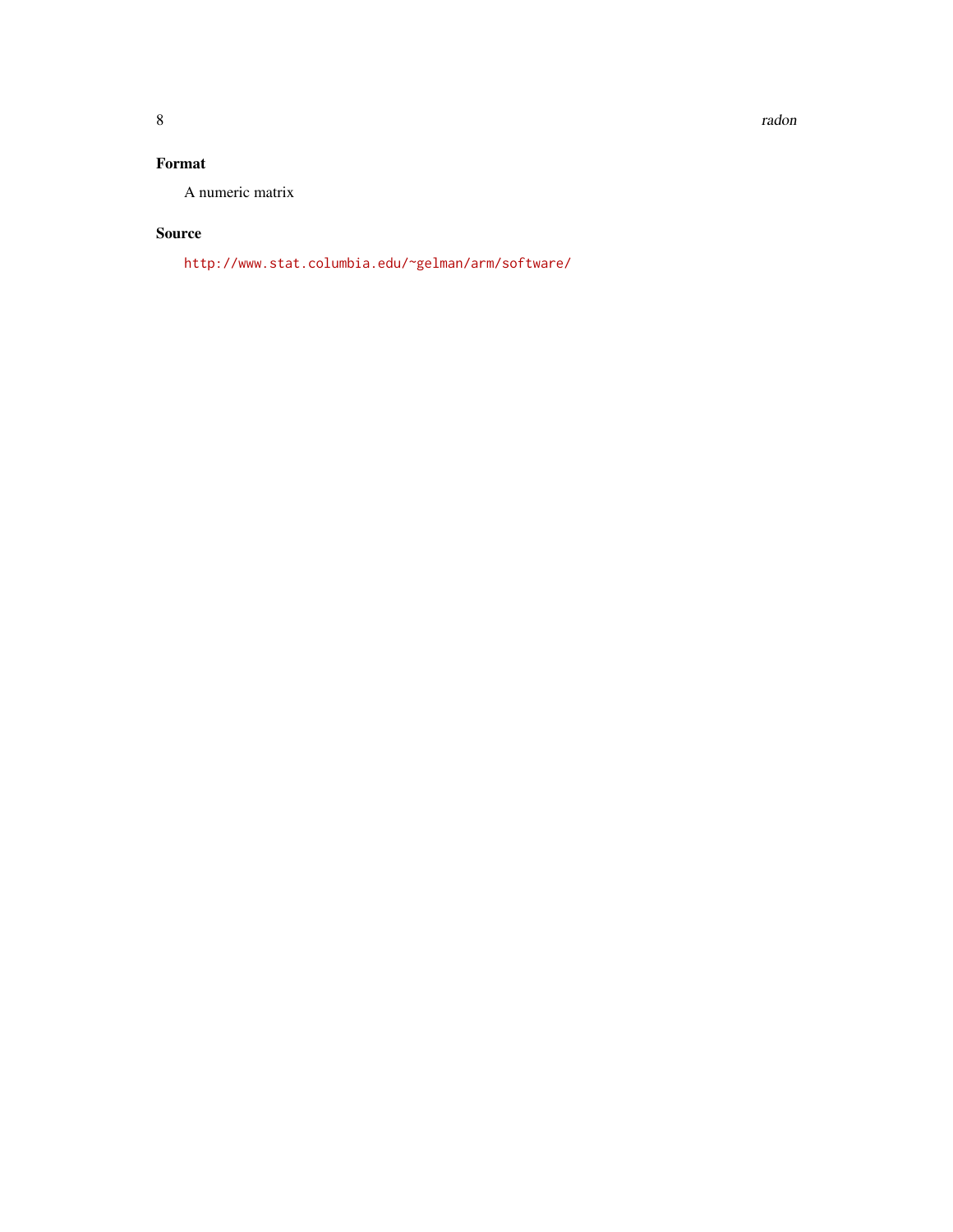## Format

A numeric matrix

## Source

http://www.stat.columbia.edu/~gelman/arm/software/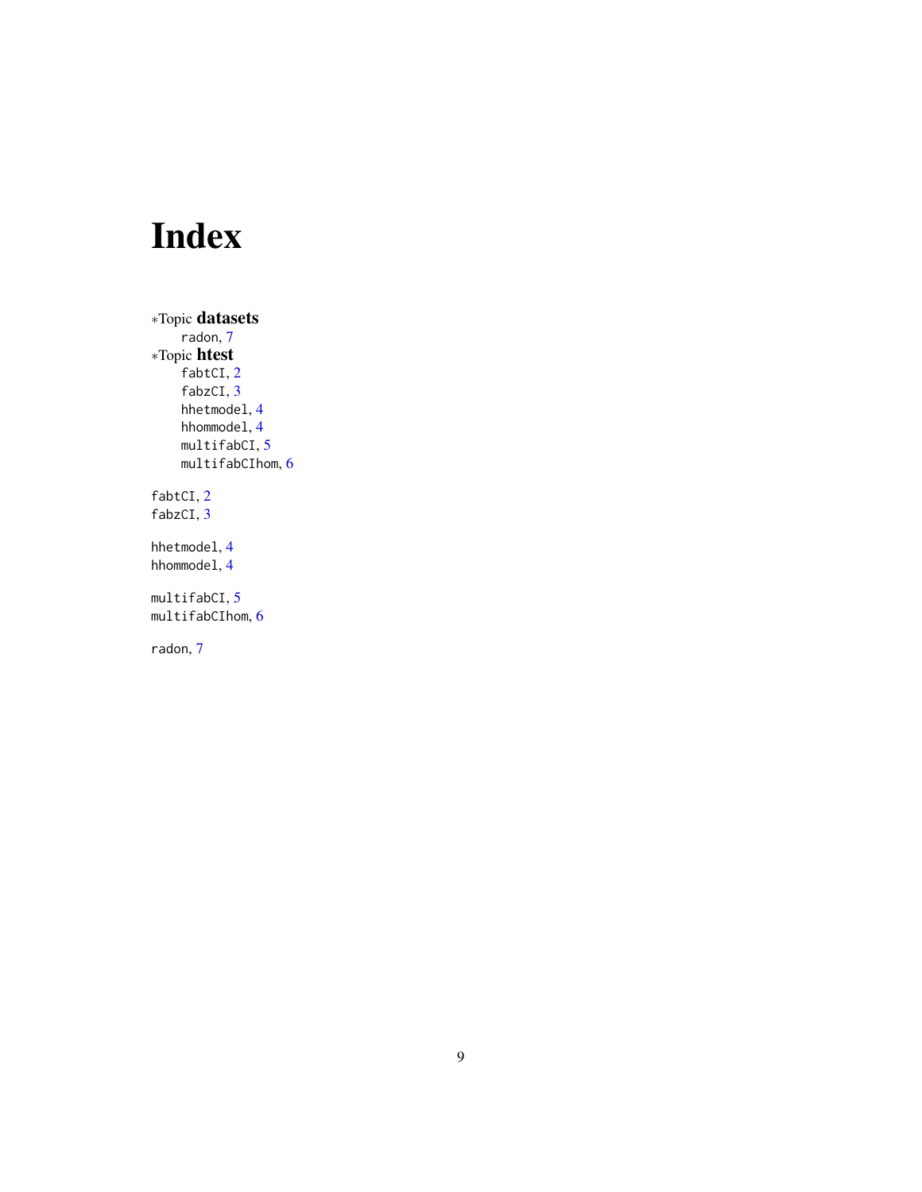# Index

*Topic **datasets**
- radon, 7

*Topic **htest**
- fabtCI, 2
- fabzCI, 3
- hhetmodel, 4
- hhommodel, 4
- multifabCI, 5
- multifabCIhom, 6

fabtCI, 2
fabzCI, 3

hhetmodel, 4
hhommodel, 4

multifabCI, 5
multifabCIhom, 6

radon, 7